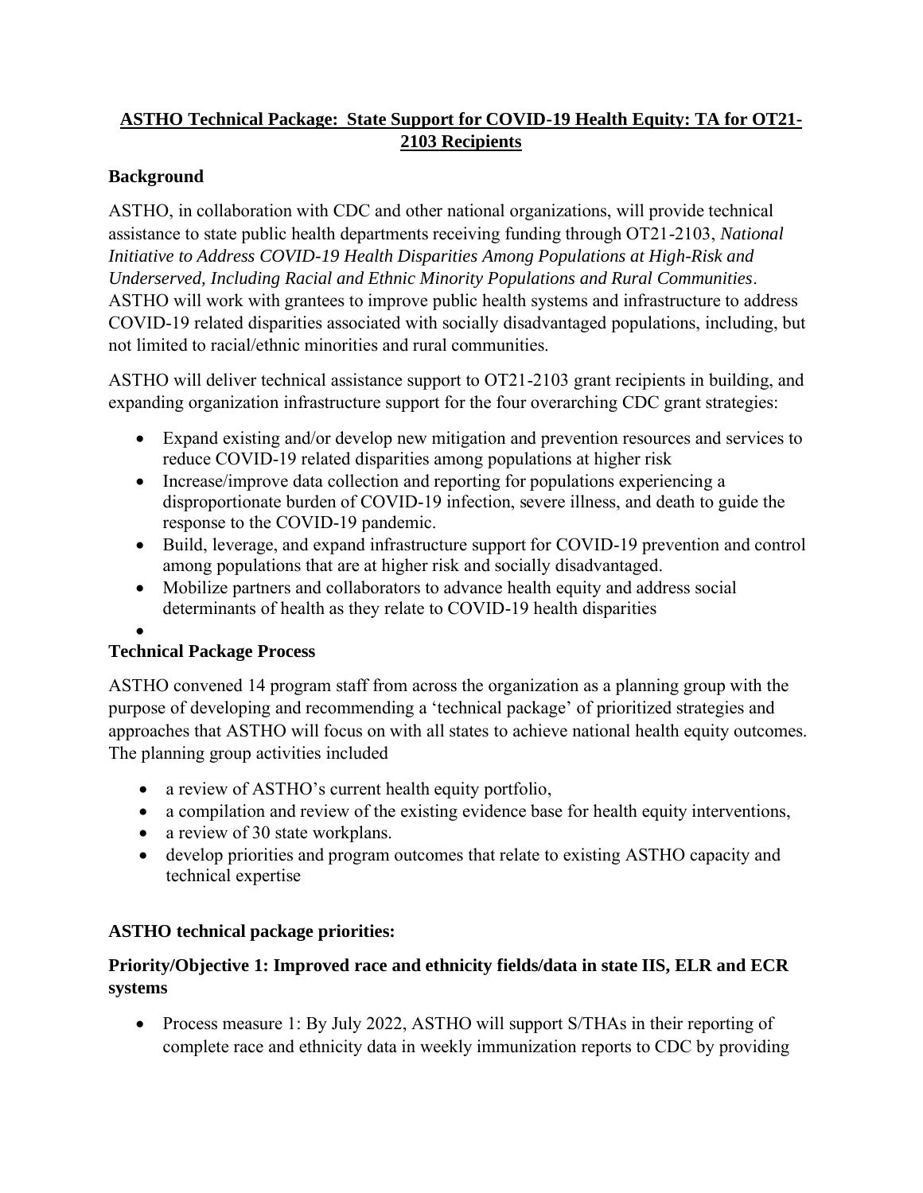# ASTHO Technical Package: State Support for COVID-19 Health Equity: TA for OT21-2103 Recipients

## Background

ASTHO, in collaboration with CDC and other national organizations, will provide technical assistance to state public health departments receiving funding through OT21-2103, *National Initiative to Address COVID-19 Health Disparities Among Populations at High-Risk and Underserved, Including Racial and Ethnic Minority Populations and Rural Communities*. ASTHO will work with grantees to improve public health systems and infrastructure to address COVID-19 related disparities associated with socially disadvantaged populations, including, but not limited to racial/ethnic minorities and rural communities.

ASTHO will deliver technical assistance support to OT21-2103 grant recipients in building, and expanding organization infrastructure support for the four overarching CDC grant strategies:

- Expand existing and/or develop new mitigation and prevention resources and services to reduce COVID-19 related disparities among populations at higher risk
- Increase/improve data collection and reporting for populations experiencing a disproportionate burden of COVID-19 infection, severe illness, and death to guide the response to the COVID-19 pandemic.
- Build, leverage, and expand infrastructure support for COVID-19 prevention and control among populations that are at higher risk and socially disadvantaged.
- Mobilize partners and collaborators to advance health equity and address social determinants of health as they relate to COVID-19 health disparities

## Technical Package Process

ASTHO convened 14 program staff from across the organization as a planning group with the purpose of developing and recommending a 'technical package' of prioritized strategies and approaches that ASTHO will focus on with all states to achieve national health equity outcomes. The planning group activities included

- a review of ASTHO's current health equity portfolio,
- a compilation and review of the existing evidence base for health equity interventions,
- a review of 30 state workplans.
- develop priorities and program outcomes that relate to existing ASTHO capacity and technical expertise

## ASTHO technical package priorities:

### Priority/Objective 1: Improved race and ethnicity fields/data in state IIS, ELR and ECR systems

- Process measure 1: By July 2022, ASTHO will support S/THAs in their reporting of complete race and ethnicity data in weekly immunization reports to CDC by providing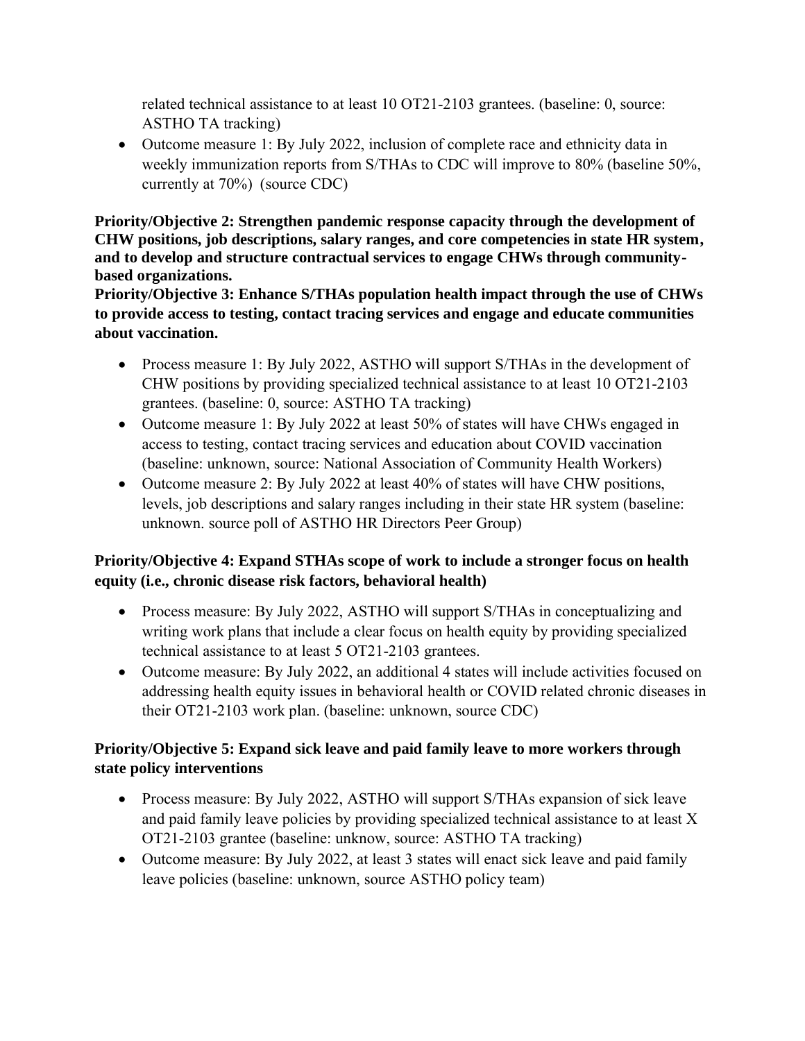related technical assistance to at least 10 OT21-2103 grantees. (baseline: 0, source: ASTHO TA tracking)

- Outcome measure 1: By July 2022, inclusion of complete race and ethnicity data in weekly immunization reports from S/THAs to CDC will improve to 80% (baseline 50%, currently at 70%) (source CDC)

**Priority/Objective 2: Strengthen pandemic response capacity through the development of CHW positions, job descriptions, salary ranges, and core competencies in state HR system, and to develop and structure contractual services to engage CHWs through community-based organizations.**

**Priority/Objective 3: Enhance S/THAs population health impact through the use of CHWs to provide access to testing, contact tracing services and engage and educate communities about vaccination.**

- Process measure 1: By July 2022, ASTHO will support S/THAs in the development of CHW positions by providing specialized technical assistance to at least 10 OT21-2103 grantees. (baseline: 0, source: ASTHO TA tracking)
- Outcome measure 1: By July 2022 at least 50% of states will have CHWs engaged in access to testing, contact tracing services and education about COVID vaccination (baseline: unknown, source: National Association of Community Health Workers)
- Outcome measure 2: By July 2022 at least 40% of states will have CHW positions, levels, job descriptions and salary ranges including in their state HR system (baseline: unknown. source poll of ASTHO HR Directors Peer Group)

**Priority/Objective 4: Expand STHAs scope of work to include a stronger focus on health equity (i.e., chronic disease risk factors, behavioral health)**

- Process measure: By July 2022, ASTHO will support S/THAs in conceptualizing and writing work plans that include a clear focus on health equity by providing specialized technical assistance to at least 5 OT21-2103 grantees.
- Outcome measure: By July 2022, an additional 4 states will include activities focused on addressing health equity issues in behavioral health or COVID related chronic diseases in their OT21-2103 work plan. (baseline: unknown, source CDC)

**Priority/Objective 5: Expand sick leave and paid family leave to more workers through state policy interventions**

- Process measure: By July 2022, ASTHO will support S/THAs expansion of sick leave and paid family leave policies by providing specialized technical assistance to at least X OT21-2103 grantee (baseline: unknow, source: ASTHO TA tracking)
- Outcome measure: By July 2022, at least 3 states will enact sick leave and paid family leave policies (baseline: unknown, source ASTHO policy team)